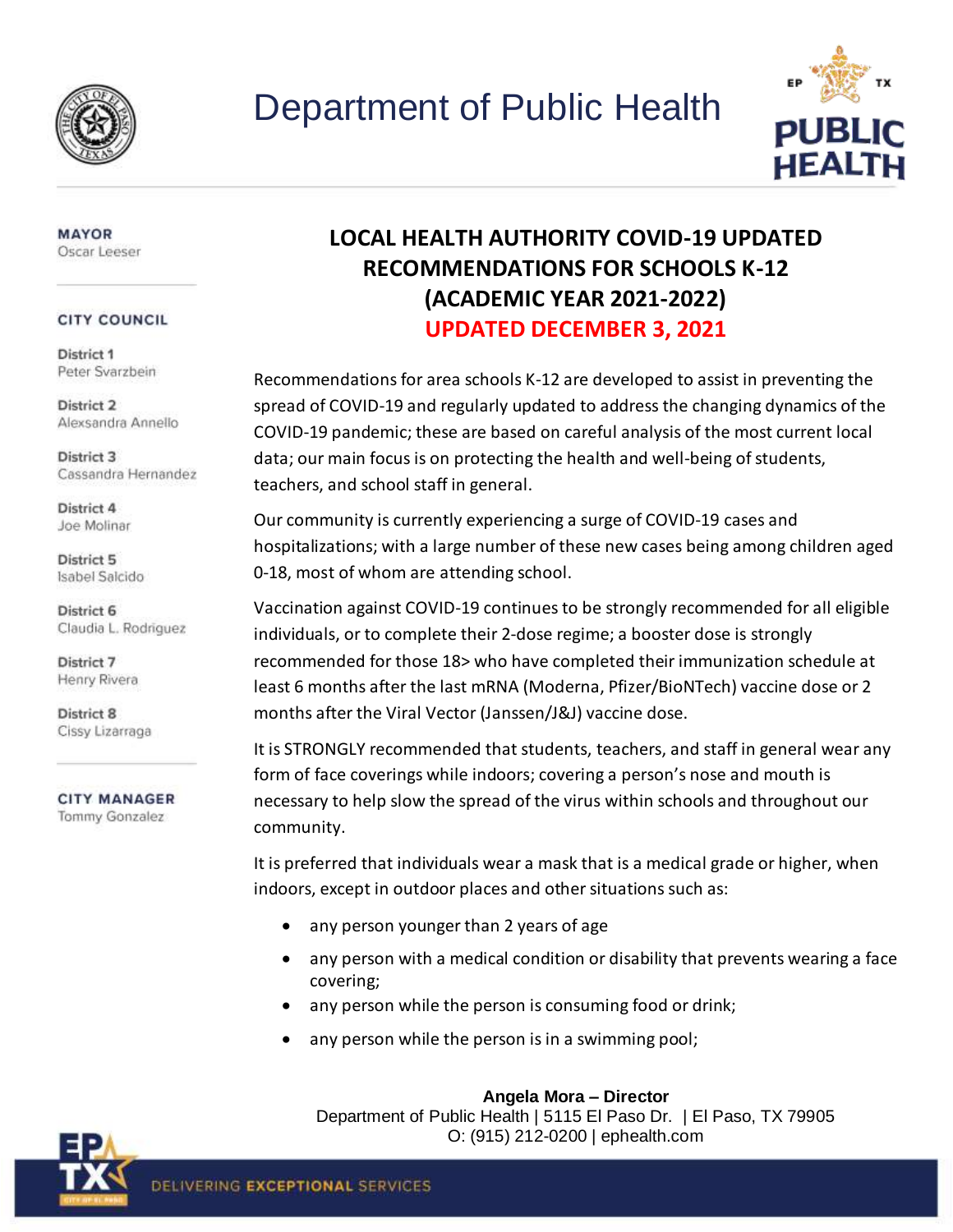# Department of Public Health

**MAYOR**
Oscar Leeser

**CITY COUNCIL**

**District 1**
Peter Svarzbein

**District 2**
Alexsandra Annello

**District 3**
Cassandra Hernandez

**District 4**
Joe Molinar

**District 5**
Isabel Salcido

**District 6**
Claudia L. Rodriguez

**District 7**
Henry Rivera

**District 8**
Cissy Lizarraga

**CITY MANAGER**
Tommy Gonzalez

## LOCAL HEALTH AUTHORITY COVID-19 UPDATED RECOMMENDATIONS FOR SCHOOLS K-12 (ACADEMIC YEAR 2021-2022)

## UPDATED DECEMBER 3, 2021

Recommendations for area schools K-12 are developed to assist in preventing the spread of COVID-19 and regularly updated to address the changing dynamics of the COVID-19 pandemic; these are based on careful analysis of the most current local data; our main focus is on protecting the health and well-being of students, teachers, and school staff in general.

Our community is currently experiencing a surge of COVID-19 cases and hospitalizations; with a large number of these new cases being among children aged 0-18, most of whom are attending school.

Vaccination against COVID-19 continues to be strongly recommended for all eligible individuals, or to complete their 2-dose regime; a booster dose is strongly recommended for those 18> who have completed their immunization schedule at least 6 months after the last mRNA (Moderna, Pfizer/BioNTech) vaccine dose or 2 months after the Viral Vector (Janssen/J&J) vaccine dose.

It is STRONGLY recommended that students, teachers, and staff in general wear any form of face coverings while indoors; covering a person's nose and mouth is necessary to help slow the spread of the virus within schools and throughout our community.

It is preferred that individuals wear a mask that is a medical grade or higher, when indoors, except in outdoor places and other situations such as:

- any person younger than 2 years of age
- any person with a medical condition or disability that prevents wearing a face covering;
- any person while the person is consuming food or drink;
- any person while the person is in a swimming pool;

**Angela Mora – Director**
Department of Public Health | 5115 El Paso Dr. | El Paso, TX 79905
O: (915) 212-0200 | ephealth.com

DELIVERING **EXCEPTIONAL** SERVICES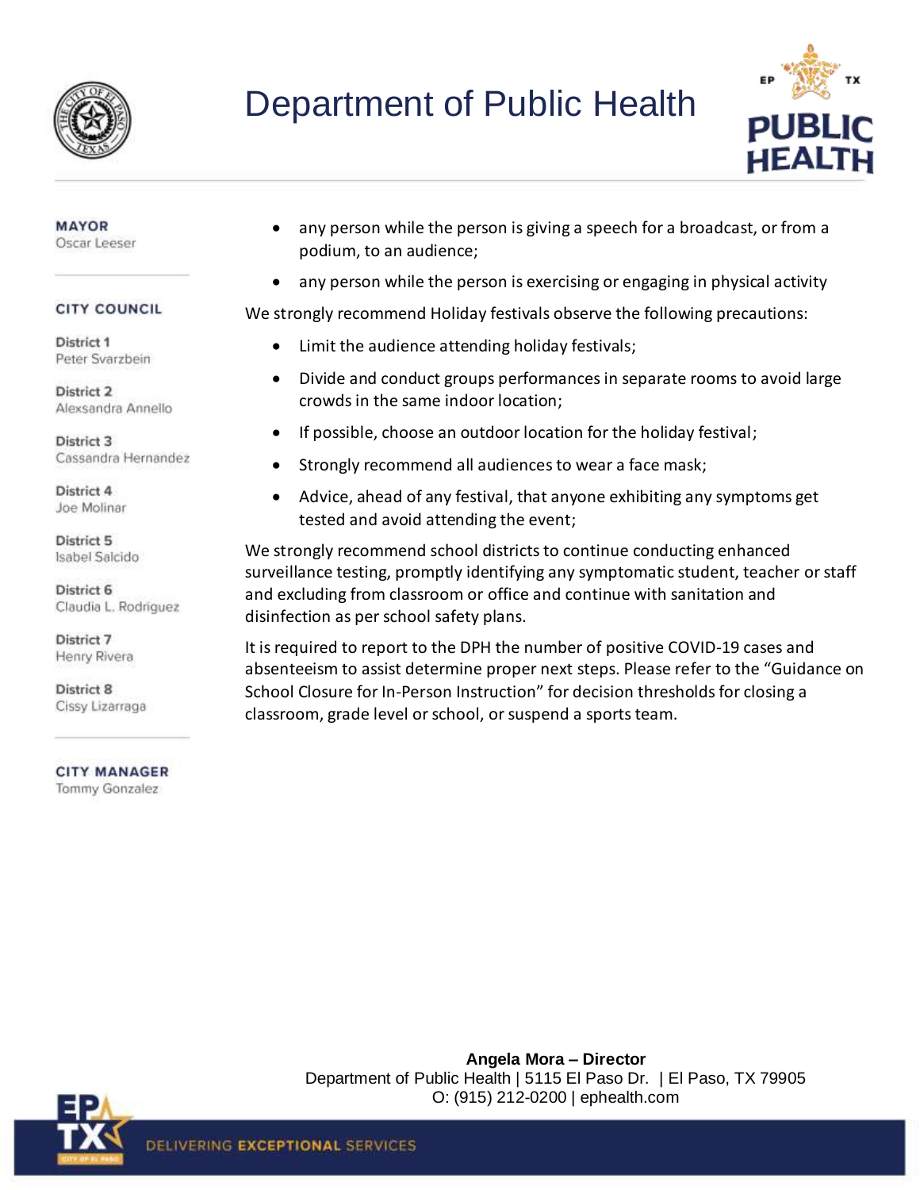- any person while the person is giving a speech for a broadcast, or from a podium, to an audience;
- any person while the person is exercising or engaging in physical activity

We strongly recommend Holiday festivals observe the following precautions:

- Limit the audience attending holiday festivals;
- Divide and conduct groups performances in separate rooms to avoid large crowds in the same indoor location;
- If possible, choose an outdoor location for the holiday festival;
- Strongly recommend all audiences to wear a face mask;
- Advice, ahead of any festival, that anyone exhibiting any symptoms get tested and avoid attending the event;

We strongly recommend school districts to continue conducting enhanced surveillance testing, promptly identifying any symptomatic student, teacher or staff and excluding from classroom or office and continue with sanitation and disinfection as per school safety plans.

It is required to report to the DPH the number of positive COVID-19 cases and absenteeism to assist determine proper next steps. Please refer to the "Guidance on School Closure for In-Person Instruction" for decision thresholds for closing a classroom, grade level or school, or suspend a sports team.